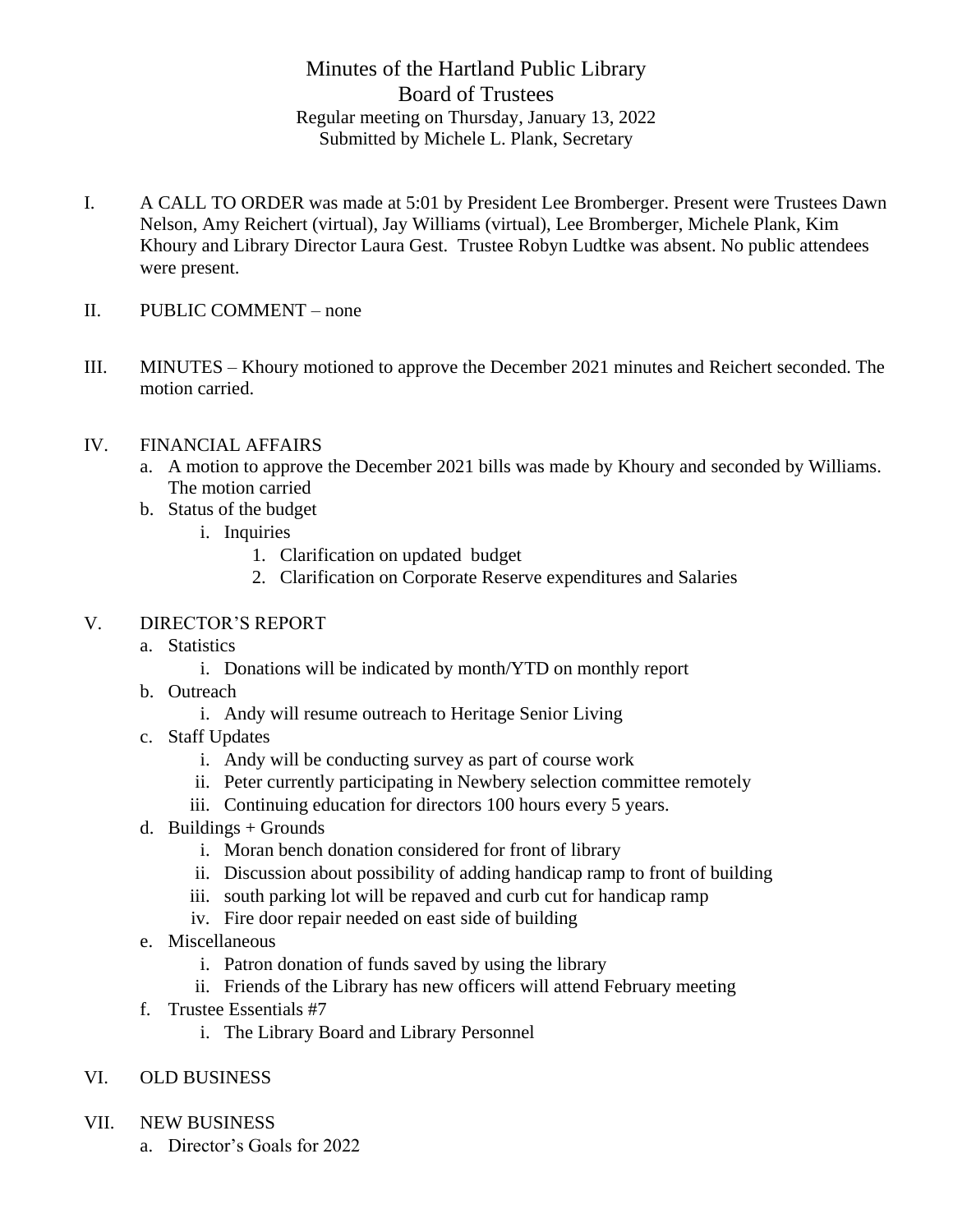# Minutes of the Hartland Public Library
## Board of Trustees

Regular meeting on Thursday, January 13, 2022
Submitted by Michele L. Plank, Secretary

I. A CALL TO ORDER was made at 5:01 by President Lee Bromberger. Present were Trustees Dawn Nelson, Amy Reichert (virtual), Jay Williams (virtual), Lee Bromberger, Michele Plank, Kim Khoury and Library Director Laura Gest. Trustee Robyn Ludtke was absent. No public attendees were present.

II. PUBLIC COMMENT – none

III. MINUTES – Khoury motioned to approve the December 2021 minutes and Reichert seconded. The motion carried.

IV. FINANCIAL AFFAIRS
   a. A motion to approve the December 2021 bills was made by Khoury and seconded by Williams. The motion carried
   b. Status of the budget
      i. Inquiries
         1. Clarification on updated budget
         2. Clarification on Corporate Reserve expenditures and Salaries

V. DIRECTOR'S REPORT
   a. Statistics
      i. Donations will be indicated by month/YTD on monthly report
   b. Outreach
      i. Andy will resume outreach to Heritage Senior Living
   c. Staff Updates
      i. Andy will be conducting survey as part of course work
      ii. Peter currently participating in Newbery selection committee remotely
      iii. Continuing education for directors 100 hours every 5 years.
   d. Buildings + Grounds
      i. Moran bench donation considered for front of library
      ii. Discussion about possibility of adding handicap ramp to front of building
      iii. south parking lot will be repaved and curb cut for handicap ramp
      iv. Fire door repair needed on east side of building
   e. Miscellaneous
      i. Patron donation of funds saved by using the library
      ii. Friends of the Library has new officers will attend February meeting
   f. Trustee Essentials #7
      i. The Library Board and Library Personnel

VI. OLD BUSINESS

VII. NEW BUSINESS
   a. Director's Goals for 2022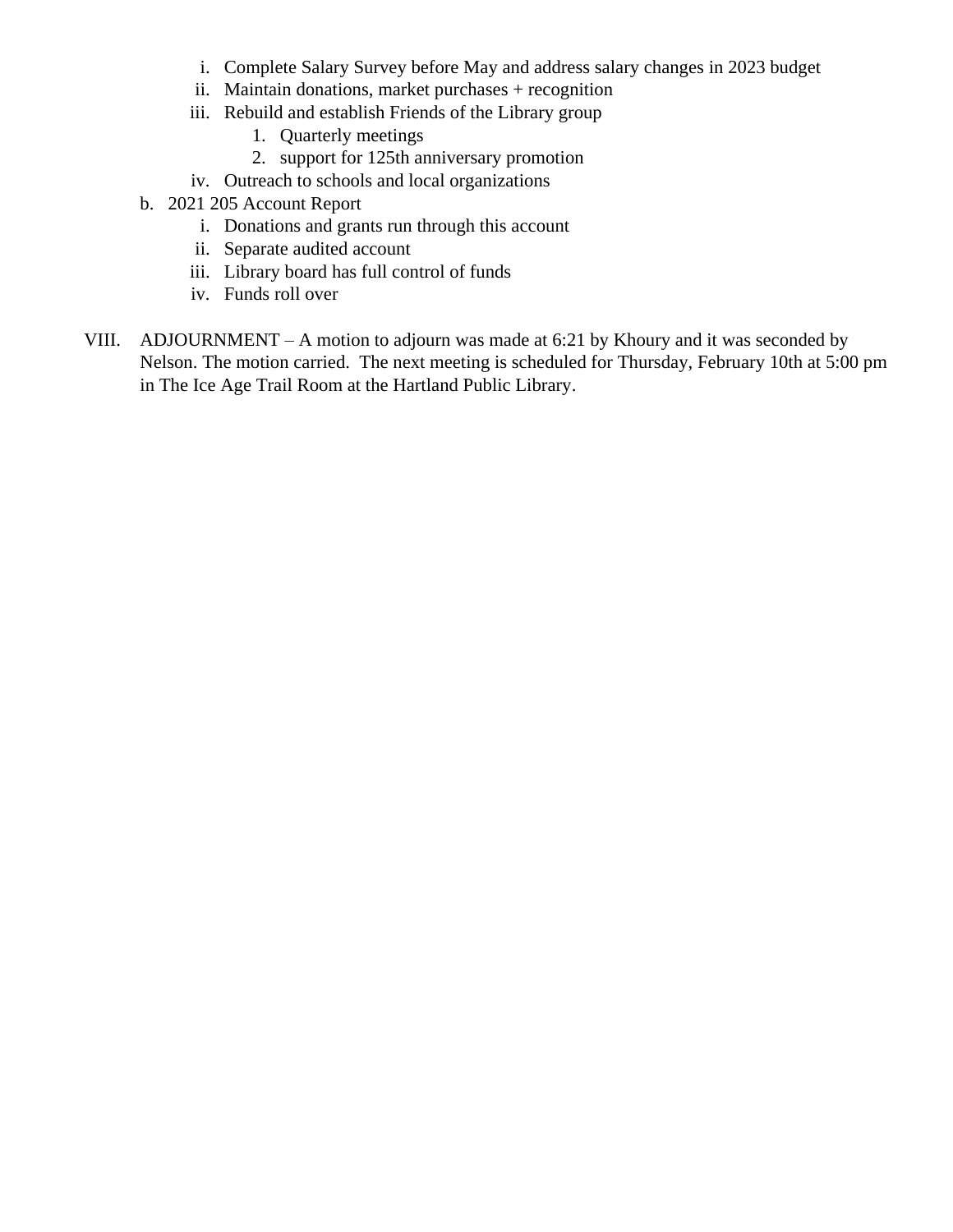i. Complete Salary Survey before May and address salary changes in 2023 budget
   ii. Maintain donations, market purchases + recognition
   iii. Rebuild and establish Friends of the Library group
      1. Quarterly meetings
      2. support for 125th anniversary promotion
   iv. Outreach to schools and local organizations

b. 2021 205 Account Report
   i. Donations and grants run through this account
   ii. Separate audited account
   iii. Library board has full control of funds
   iv. Funds roll over

VIII. ADJOURNMENT – A motion to adjourn was made at 6:21 by Khoury and it was seconded by Nelson. The motion carried. The next meeting is scheduled for Thursday, February 10th at 5:00 pm in The Ice Age Trail Room at the Hartland Public Library.